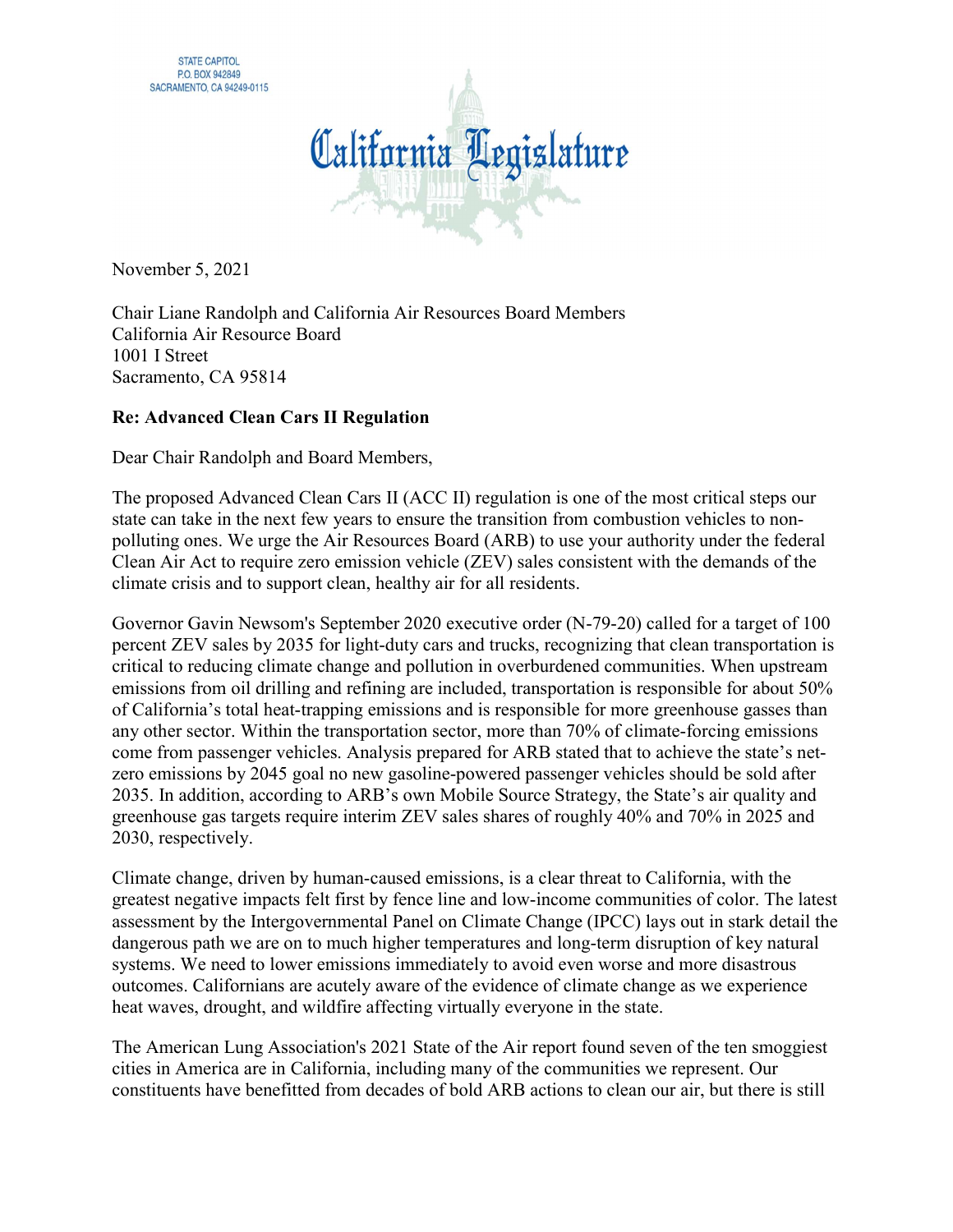STATE CAPITOL
P.O. BOX 942849
SACRAMENTO, CA 94249-0115

# California Legislature

November 5, 2021

Chair Liane Randolph and California Air Resources Board Members
California Air Resource Board
1001 I Street
Sacramento, CA 95814

**Re: Advanced Clean Cars II Regulation**

Dear Chair Randolph and Board Members,

The proposed Advanced Clean Cars II (ACC II) regulation is one of the most critical steps our state can take in the next few years to ensure the transition from combustion vehicles to non-polluting ones. We urge the Air Resources Board (ARB) to use your authority under the federal Clean Air Act to require zero emission vehicle (ZEV) sales consistent with the demands of the climate crisis and to support clean, healthy air for all residents.

Governor Gavin Newsom's September 2020 executive order (N-79-20) called for a target of 100 percent ZEV sales by 2035 for light-duty cars and trucks, recognizing that clean transportation is critical to reducing climate change and pollution in overburdened communities. When upstream emissions from oil drilling and refining are included, transportation is responsible for about 50% of California's total heat-trapping emissions and is responsible for more greenhouse gasses than any other sector. Within the transportation sector, more than 70% of climate-forcing emissions come from passenger vehicles. Analysis prepared for ARB stated that to achieve the state's net-zero emissions by 2045 goal no new gasoline-powered passenger vehicles should be sold after 2035. In addition, according to ARB's own Mobile Source Strategy, the State's air quality and greenhouse gas targets require interim ZEV sales shares of roughly 40% and 70% in 2025 and 2030, respectively.

Climate change, driven by human-caused emissions, is a clear threat to California, with the greatest negative impacts felt first by fence line and low-income communities of color. The latest assessment by the Intergovernmental Panel on Climate Change (IPCC) lays out in stark detail the dangerous path we are on to much higher temperatures and long-term disruption of key natural systems. We need to lower emissions immediately to avoid even worse and more disastrous outcomes. Californians are acutely aware of the evidence of climate change as we experience heat waves, drought, and wildfire affecting virtually everyone in the state.

The American Lung Association's 2021 State of the Air report found seven of the ten smoggiest cities in America are in California, including many of the communities we represent. Our constituents have benefitted from decades of bold ARB actions to clean our air, but there is still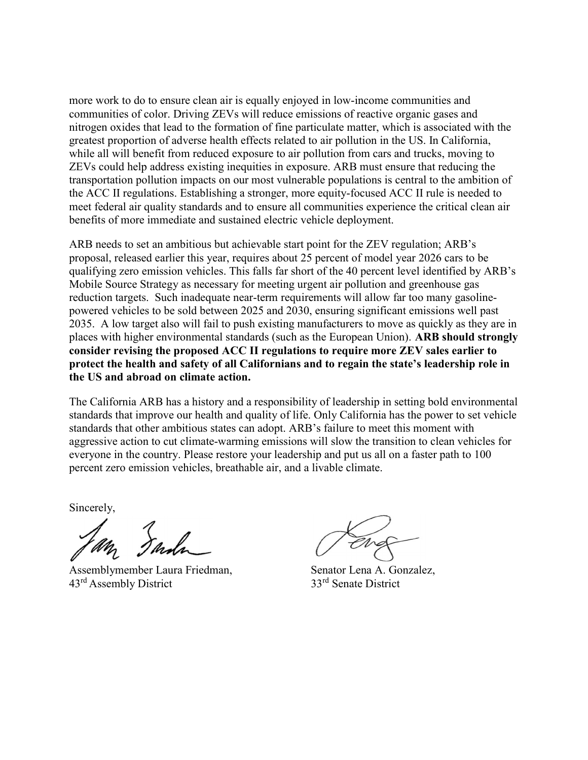more work to do to ensure clean air is equally enjoyed in low-income communities and communities of color. Driving ZEVs will reduce emissions of reactive organic gases and nitrogen oxides that lead to the formation of fine particulate matter, which is associated with the greatest proportion of adverse health effects related to air pollution in the US. In California, while all will benefit from reduced exposure to air pollution from cars and trucks, moving to ZEVs could help address existing inequities in exposure. ARB must ensure that reducing the transportation pollution impacts on our most vulnerable populations is central to the ambition of the ACC II regulations. Establishing a stronger, more equity-focused ACC II rule is needed to meet federal air quality standards and to ensure all communities experience the critical clean air benefits of more immediate and sustained electric vehicle deployment.

ARB needs to set an ambitious but achievable start point for the ZEV regulation; ARB's proposal, released earlier this year, requires about 25 percent of model year 2026 cars to be qualifying zero emission vehicles. This falls far short of the 40 percent level identified by ARB's Mobile Source Strategy as necessary for meeting urgent air pollution and greenhouse gas reduction targets. Such inadequate near-term requirements will allow far too many gasoline-powered vehicles to be sold between 2025 and 2030, ensuring significant emissions well past 2035. A low target also will fail to push existing manufacturers to move as quickly as they are in places with higher environmental standards (such as the European Union). **ARB should strongly consider revising the proposed ACC II regulations to require more ZEV sales earlier to protect the health and safety of all Californians and to regain the state's leadership role in the US and abroad on climate action.**

The California ARB has a history and a responsibility of leadership in setting bold environmental standards that improve our health and quality of life. Only California has the power to set vehicle standards that other ambitious states can adopt. ARB's failure to meet this moment with aggressive action to cut climate-warming emissions will slow the transition to clean vehicles for everyone in the country. Please restore your leadership and put us all on a faster path to 100 percent zero emission vehicles, breathable air, and a livable climate.

Sincerely,

Assemblymember Laura Friedman,
43rd Assembly District

Senator Lena A. Gonzalez,
33rd Senate District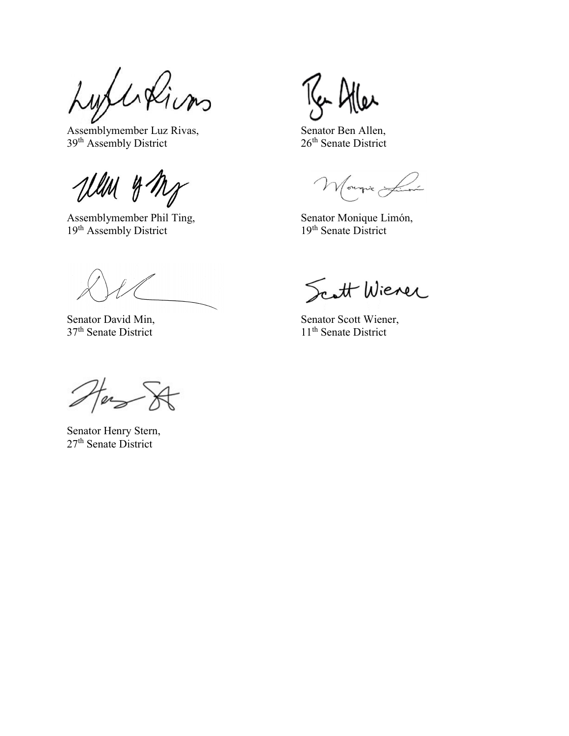Assemblymember Luz Rivas,
39th Assembly District

Senator Ben Allen,
26th Senate District

Assemblymember Phil Ting,
19th Assembly District

Senator Monique Limón,
19th Senate District

Senator David Min,
37th Senate District

Senator Scott Wiener,
11th Senate District

Senator Henry Stern,
27th Senate District